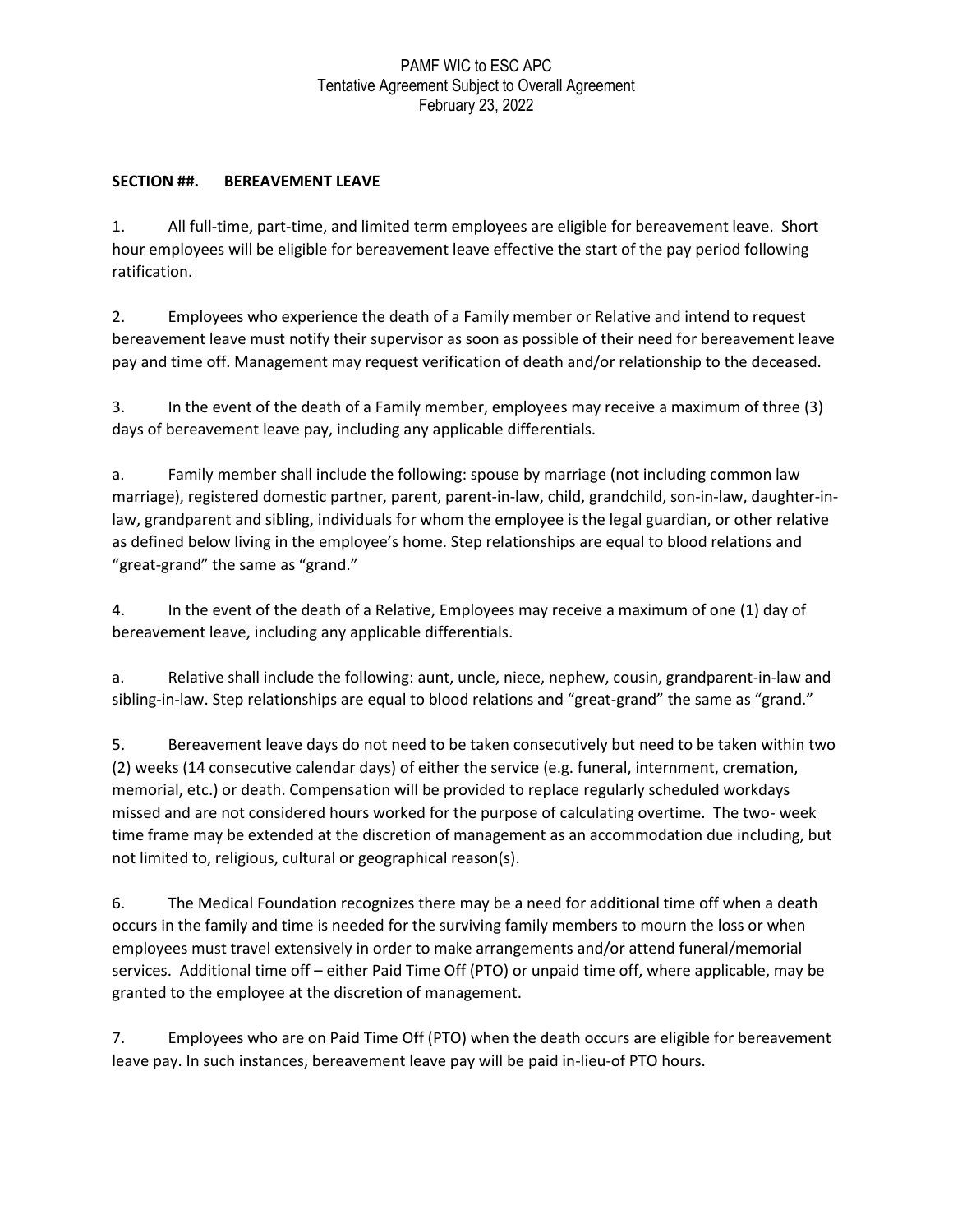PAMF WIC to ESC APC
Tentative Agreement Subject to Overall Agreement
February 23, 2022

**SECTION ##. BEREAVEMENT LEAVE**

1. All full-time, part-time, and limited term employees are eligible for bereavement leave. Short hour employees will be eligible for bereavement leave effective the start of the pay period following ratification.

2. Employees who experience the death of a Family member or Relative and intend to request bereavement leave must notify their supervisor as soon as possible of their need for bereavement leave pay and time off. Management may request verification of death and/or relationship to the deceased.

3. In the event of the death of a Family member, employees may receive a maximum of three (3) days of bereavement leave pay, including any applicable differentials.

a. Family member shall include the following: spouse by marriage (not including common law marriage), registered domestic partner, parent, parent-in-law, child, grandchild, son-in-law, daughter-in-law, grandparent and sibling, individuals for whom the employee is the legal guardian, or other relative as defined below living in the employee's home. Step relationships are equal to blood relations and "great-grand" the same as "grand."

4. In the event of the death of a Relative, Employees may receive a maximum of one (1) day of bereavement leave, including any applicable differentials.

a. Relative shall include the following: aunt, uncle, niece, nephew, cousin, grandparent-in-law and sibling-in-law. Step relationships are equal to blood relations and "great-grand" the same as "grand."

5. Bereavement leave days do not need to be taken consecutively but need to be taken within two (2) weeks (14 consecutive calendar days) of either the service (e.g. funeral, internment, cremation, memorial, etc.) or death. Compensation will be provided to replace regularly scheduled workdays missed and are not considered hours worked for the purpose of calculating overtime. The two- week time frame may be extended at the discretion of management as an accommodation due including, but not limited to, religious, cultural or geographical reason(s).

6. The Medical Foundation recognizes there may be a need for additional time off when a death occurs in the family and time is needed for the surviving family members to mourn the loss or when employees must travel extensively in order to make arrangements and/or attend funeral/memorial services. Additional time off – either Paid Time Off (PTO) or unpaid time off, where applicable, may be granted to the employee at the discretion of management.

7. Employees who are on Paid Time Off (PTO) when the death occurs are eligible for bereavement leave pay. In such instances, bereavement leave pay will be paid in-lieu-of PTO hours.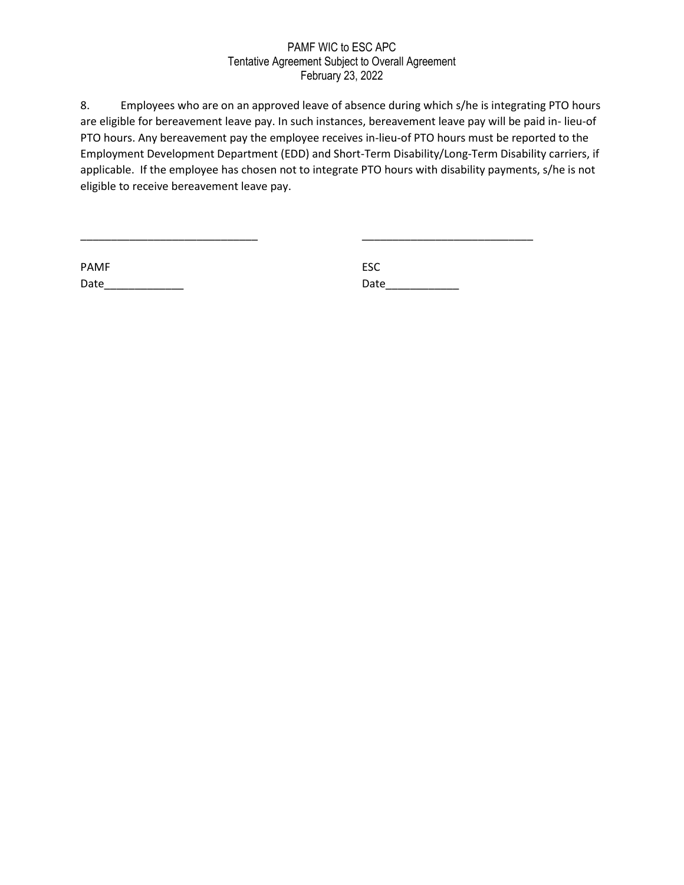8. Employees who are on an approved leave of absence during which s/he is integrating PTO hours are eligible for bereavement leave pay. In such instances, bereavement leave pay will be paid in- lieu-of PTO hours. Any bereavement pay the employee receives in-lieu-of PTO hours must be reported to the Employment Development Department (EDD) and Short-Term Disability/Long-Term Disability carriers, if applicable. If the employee has chosen not to integrate PTO hours with disability payments, s/he is not eligible to receive bereavement leave pay.

| | |
|---|---|
| _____________________________ | ____________________________ |
| PAMF | ESC |
| Date_____________ | Date____________ |